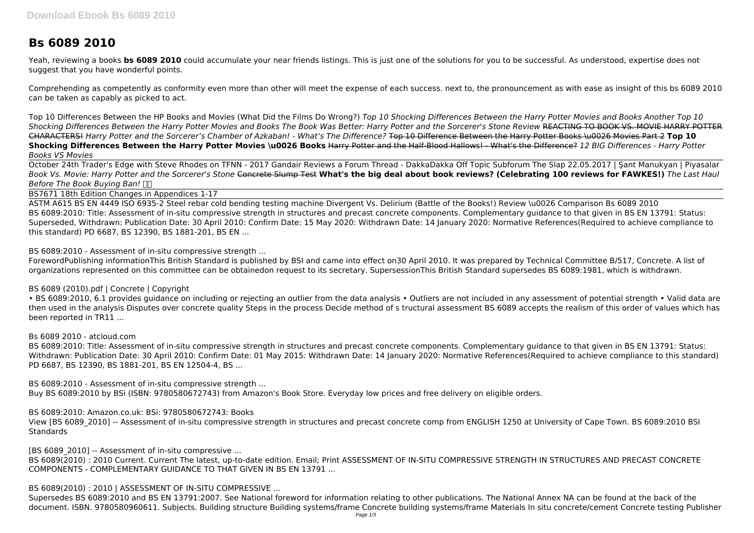# Bs 6089 2010

Yeah, reviewing a books **bs 6089 2010** could accumulate your near friends listings. This is just one of the solutions for you to be successful. As understood, expertise does not suggest that you have wonderful points.

Comprehending as competently as conformity even more than other will meet the expense of each success. next to, the pronouncement as with ease as insight of this bs 6089 2010 can be taken as capably as picked to act.

Top 10 Differences Between the HP Books and Movies (What Did the Films Do Wrong?) *Top 10 Shocking Differences Between the Harry Potter Movies and Books Another Top 10 Shocking Differences Between the Harry Potter Movies and Books The Book Was Better: Harry Potter and the Sorcerer's Stone Review* ~~REACTING TO BOOK VS. MOVIE HARRY POTTER CHARACTERS!~~ *Harry Potter and the Sorcerer's Chamber of Azkaban! - What's The Difference?* ~~Top 10 Difference Between the Harry Potter Books \u0026 Movies Part 2~~ **Top 10 Shocking Differences Between the Harry Potter Movies \u0026 Books** ~~Harry Potter and the Half-Blood Hallows! - What's the Difference?~~ *12 BIG Differences - Harry Potter Books VS Movies*

October 24th Trader's Edge with Steve Rhodes on TFNN - 2017 Gandair Reviews a Forum Thread - DakkaDakka Off Topic Subforum The Slap 22.05.2017 | Şant Manukyan | Piyasalar *Book Vs. Movie: Harry Potter and the Sorcerer's Stone* ~~Concrete Slump Test~~ **What's the big deal about book reviews? (Celebrating 100 reviews for FAWKES!)** *The Last Haul Before The Book Buying Ban!*

BS7671 18th Edition Changes in Appendices 1-17

ASTM A615 BS EN 4449 ISO 6935-2 Steel rebar cold bending testing machine Divergent Vs. Delirium (Battle of the Books!) Review \u0026 Comparison Bs 6089 2010
BS 6089:2010: Title: Assessment of in-situ compressive strength in structures and precast concrete components. Complementary guidance to that given in BS EN 13791: Status: Superseded, Withdrawn: Publication Date: 30 April 2010: Confirm Date: 15 May 2020: Withdrawn Date: 14 January 2020: Normative References(Required to achieve compliance to this standard) PD 6687, BS 12390, BS 1881-201, BS EN ...

BS 6089:2010 - Assessment of in-situ compressive strength ...

ForewordPublishing informationThis British Standard is published by BSI and came into effect on30 April 2010. It was prepared by Technical Committee B/517, Concrete. A list of organizations represented on this committee can be obtainedon request to its secretary. SupersessionThis British Standard supersedes BS 6089:1981, which is withdrawn.

BS 6089 (2010).pdf | Concrete | Copyright

• BS 6089:2010, 6.1 provides guidance on including or rejecting an outlier from the data analysis • Outliers are not included in any assessment of potential strength • Valid data are then used in the analysis Disputes over concrete quality Steps in the process Decide method of s tructural assessment BS 6089 accepts the realism of this order of values which has been reported in TR11 ...

Bs 6089 2010 - atcloud.com

BS 6089:2010: Title: Assessment of in-situ compressive strength in structures and precast concrete components. Complementary guidance to that given in BS EN 13791: Status: Withdrawn: Publication Date: 30 April 2010: Confirm Date: 01 May 2015: Withdrawn Date: 14 January 2020: Normative References(Required to achieve compliance to this standard) PD 6687, BS 12390, BS 1881-201, BS EN 12504-4, BS ...

BS 6089:2010 - Assessment of in-situ compressive strength ...
Buy BS 6089:2010 by BSi (ISBN: 9780580672743) from Amazon's Book Store. Everyday low prices and free delivery on eligible orders.

BS 6089:2010: Amazon.co.uk: BSi: 9780580672743: Books
View [BS 6089_2010] -- Assessment of in-situ compressive strength in structures and precast concrete comp from ENGLISH 1250 at University of Cape Town. BS 6089:2010 BSI Standards

[BS 6089_2010] -- Assessment of in-situ compressive ...
BS 6089(2010) : 2010 Current. Current The latest, up-to-date edition. Email; Print ASSESSMENT OF IN-SITU COMPRESSIVE STRENGTH IN STRUCTURES AND PRECAST CONCRETE COMPONENTS - COMPLEMENTARY GUIDANCE TO THAT GIVEN IN BS EN 13791 ...

BS 6089(2010) : 2010 | ASSESSMENT OF IN-SITU COMPRESSIVE ...
Supersedes BS 6089:2010 and BS EN 13791:2007. See National foreword for information relating to other publications. The National Annex NA can be found at the back of the document. ISBN. 9780580960611. Subjects. Building structure Building systems/frame Concrete building systems/frame Materials In situ concrete/cement Concrete testing Publisher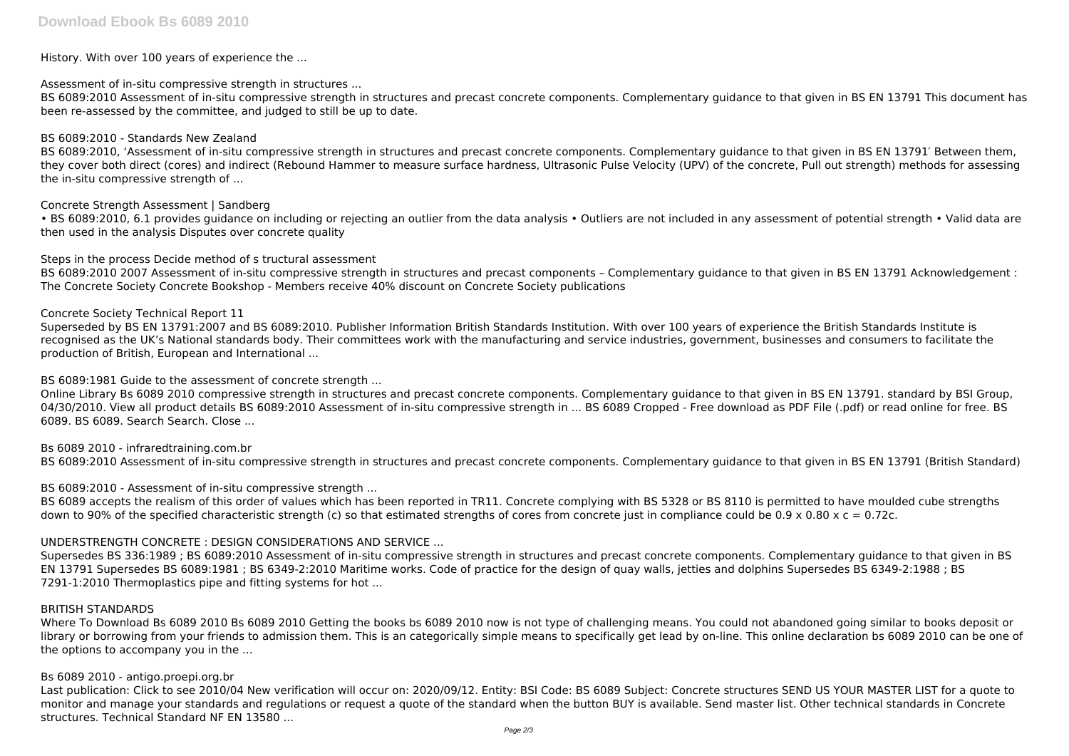History. With over 100 years of experience the ...

Assessment of in-situ compressive strength in structures ...

BS 6089:2010 Assessment of in-situ compressive strength in structures and precast concrete components. Complementary guidance to that given in BS EN 13791 This document has been re-assessed by the committee, and judged to still be up to date.

BS 6089:2010 - Standards New Zealand

BS 6089:2010, 'Assessment of in-situ compressive strength in structures and precast concrete components. Complementary guidance to that given in BS EN 13791′ Between them, they cover both direct (cores) and indirect (Rebound Hammer to measure surface hardness, Ultrasonic Pulse Velocity (UPV) of the concrete, Pull out strength) methods for assessing the in-situ compressive strength of ...

Concrete Strength Assessment | Sandberg

• BS 6089:2010, 6.1 provides guidance on including or rejecting an outlier from the data analysis • Outliers are not included in any assessment of potential strength • Valid data are then used in the analysis Disputes over concrete quality

Steps in the process Decide method of s tructural assessment

BS 6089:2010 2007 Assessment of in-situ compressive strength in structures and precast components – Complementary guidance to that given in BS EN 13791 Acknowledgement : The Concrete Society Concrete Bookshop - Members receive 40% discount on Concrete Society publications

Concrete Society Technical Report 11

Superseded by BS EN 13791:2007 and BS 6089:2010. Publisher Information British Standards Institution. With over 100 years of experience the British Standards Institute is recognised as the UK's National standards body. Their committees work with the manufacturing and service industries, government, businesses and consumers to facilitate the production of British, European and International ...

BS 6089:1981 Guide to the assessment of concrete strength ...

Online Library Bs 6089 2010 compressive strength in structures and precast concrete components. Complementary guidance to that given in BS EN 13791. standard by BSI Group, 04/30/2010. View all product details BS 6089:2010 Assessment of in-situ compressive strength in ... BS 6089 Cropped - Free download as PDF File (.pdf) or read online for free. BS 6089. BS 6089. Search Search. Close ...

Bs 6089 2010 - infraredtraining.com.br

BS 6089:2010 Assessment of in-situ compressive strength in structures and precast concrete components. Complementary guidance to that given in BS EN 13791 (British Standard)

BS 6089:2010 - Assessment of in-situ compressive strength ...

BS 6089 accepts the realism of this order of values which has been reported in TR11. Concrete complying with BS 5328 or BS 8110 is permitted to have moulded cube strengths down to 90% of the specified characteristic strength (c) so that estimated strengths of cores from concrete just in compliance could be $0.9 \times 0.80 \times c = 0.72c$.

UNDERSTRENGTH CONCRETE : DESIGN CONSIDERATIONS AND SERVICE ...

Supersedes BS 336:1989 ; BS 6089:2010 Assessment of in-situ compressive strength in structures and precast concrete components. Complementary guidance to that given in BS EN 13791 Supersedes BS 6089:1981 ; BS 6349-2:2010 Maritime works. Code of practice for the design of quay walls, jetties and dolphins Supersedes BS 6349-2:1988 ; BS 7291-1:2010 Thermoplastics pipe and fitting systems for hot ...

BRITISH STANDARDS

Where To Download Bs 6089 2010 Bs 6089 2010 Getting the books bs 6089 2010 now is not type of challenging means. You could not abandoned going similar to books deposit or library or borrowing from your friends to admission them. This is an categorically simple means to specifically get lead by on-line. This online declaration bs 6089 2010 can be one of the options to accompany you in the ...

Bs 6089 2010 - antigo.proepi.org.br

Last publication: Click to see 2010/04 New verification will occur on: 2020/09/12. Entity: BSI Code: BS 6089 Subject: Concrete structures SEND US YOUR MASTER LIST for a quote to monitor and manage your standards and regulations or request a quote of the standard when the button BUY is available. Send master list. Other technical standards in Concrete structures. Technical Standard NF EN 13580 ...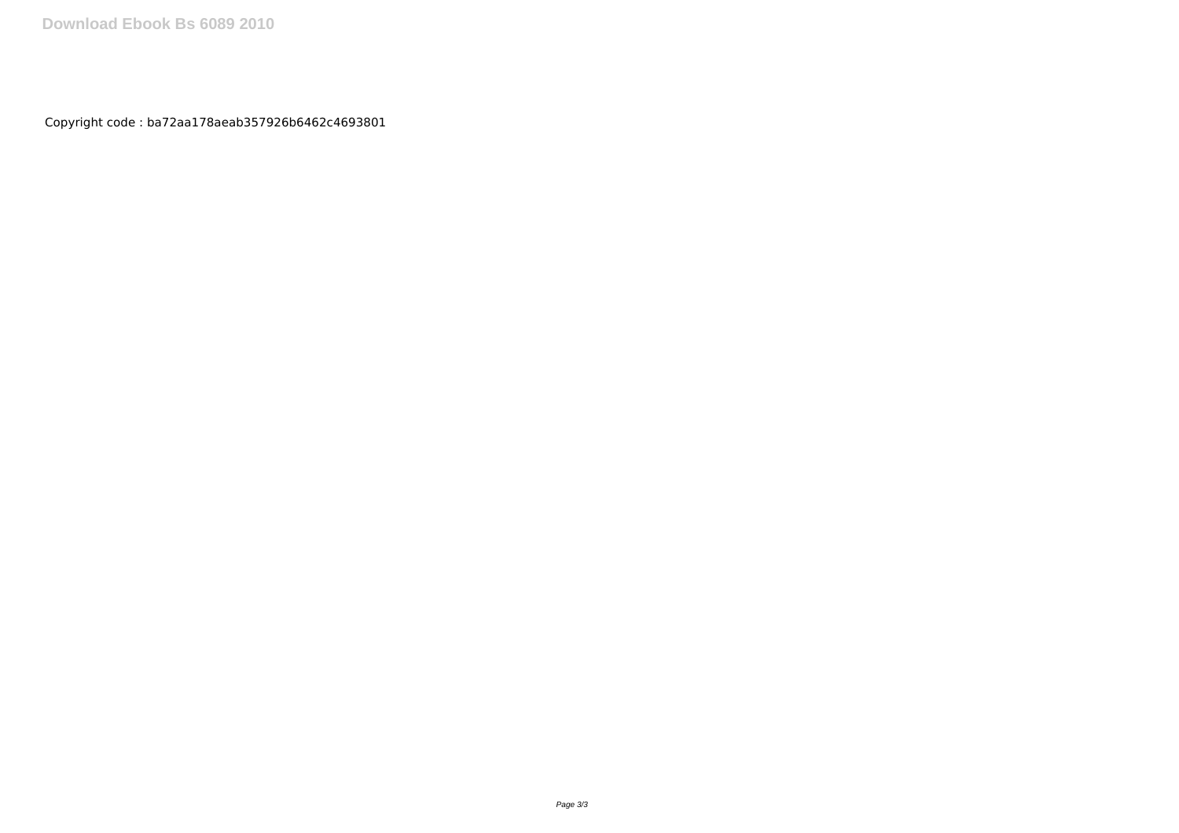Copyright code : ba72aa178aeab357926b6462c4693801